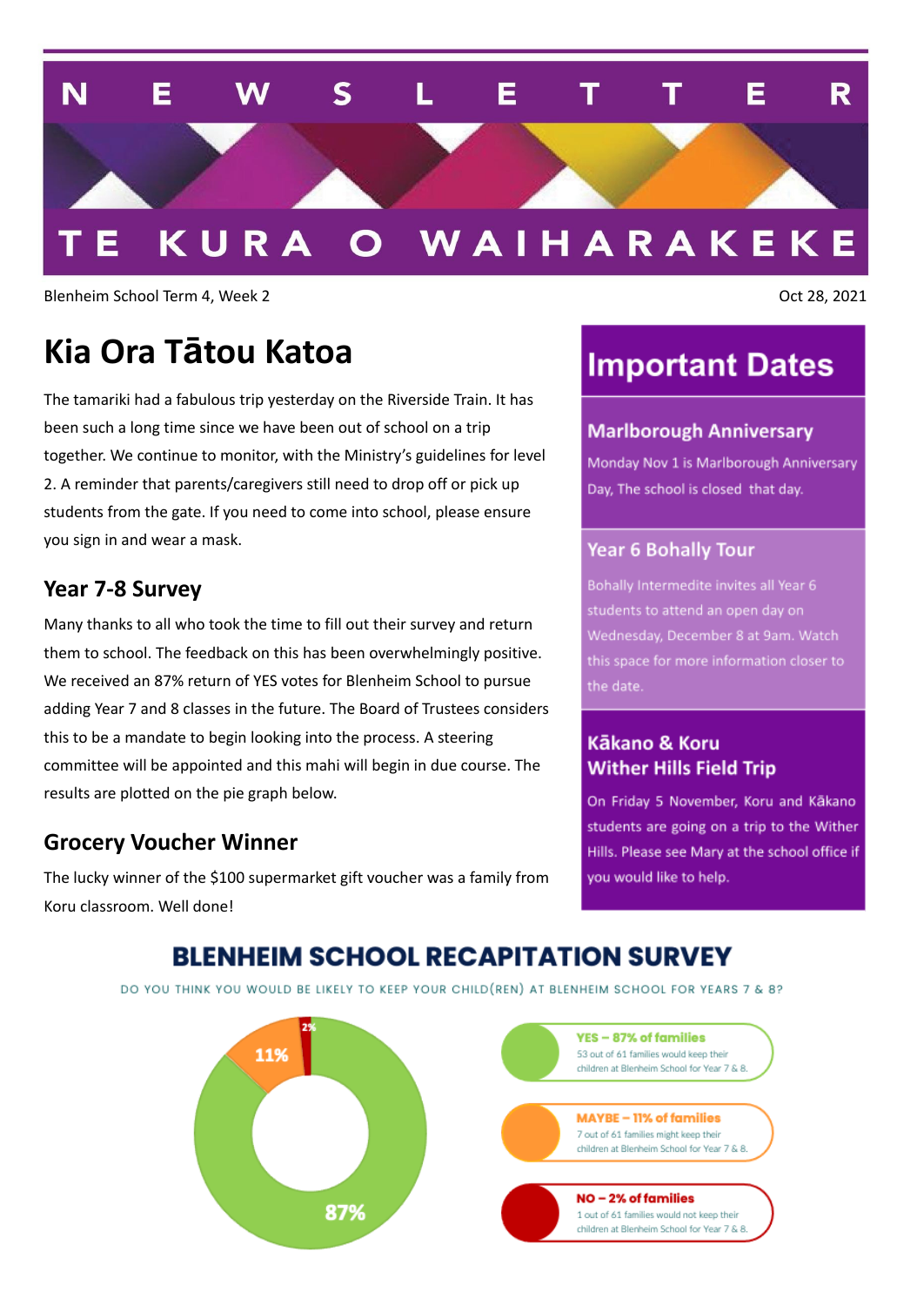# NEWSLETTER

## TE KURA O WAIHARAKEKE

Blenheim School Term 4, Week 2

Oct 28, 2021

## Kia Ora Tātou Katoa

The tamariki had a fabulous trip yesterday on the Riverside Train. It has been such a long time since we have been out of school on a trip together. We continue to monitor, with the Ministry's guidelines for level 2. A reminder that parents/caregivers still need to drop off or pick up students from the gate. If you need to come into school, please ensure you sign in and wear a mask.

### Year 7-8 Survey

Many thanks to all who took the time to fill out their survey and return them to school. The feedback on this has been overwhelmingly positive. We received an 87% return of YES votes for Blenheim School to pursue adding Year 7 and 8 classes in the future. The Board of Trustees considers this to be a mandate to begin looking into the process. A steering committee will be appointed and this mahi will begin in due course. The results are plotted on the pie graph below.

### Grocery Voucher Winner

The lucky winner of the $100 supermarket gift voucher was a family from Koru classroom. Well done!

## Important Dates

### Marlborough Anniversary

Monday Nov 1 is Marlborough Anniversary Day, The school is closed that day.

### Year 6 Bohally Tour

Bohally Intermedite invites all Year 6 students to attend an open day on Wednesday, December 8 at 9am. Watch this space for more information closer to the date.

### Kākano & Koru Wither Hills Field Trip

On Friday 5 November, Koru and Kākano students are going on a trip to the Wither Hills. Please see Mary at the school office if you would like to help.

## BLENHEIM SCHOOL RECAPITATION SURVEY

DO YOU THINK YOU WOULD BE LIKELY TO KEEP YOUR CHILD(REN) AT BLENHEIM SCHOOL FOR YEARS 7 & 8?

87% | 11% | 2%

**YES – 87% of families**
53 out of 61 families would keep their children at Blenheim School for Year 7 & 8.

**MAYBE – 11% of families**
7 out of 61 families might keep their children at Blenheim School for Year 7 & 8.

**NO – 2% of families**
1 out of 61 families would not keep their children at Blenheim School for Year 7 & 8.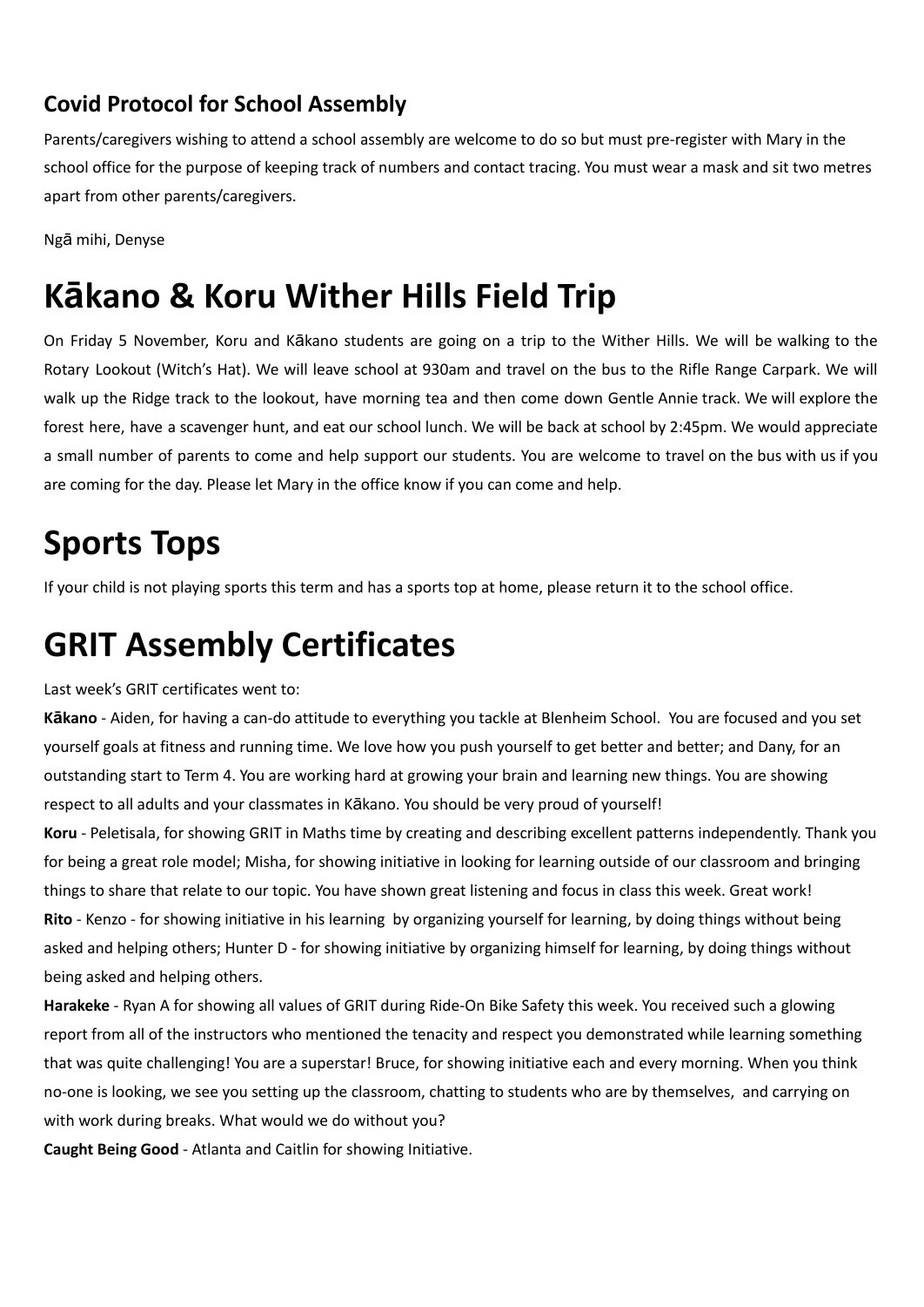### Covid Protocol for School Assembly

Parents/caregivers wishing to attend a school assembly are welcome to do so but must pre-register with Mary in the school office for the purpose of keeping track of numbers and contact tracing. You must wear a mask and sit two metres apart from other parents/caregivers.

Ngā mihi, Denyse

# Kākano & Koru Wither Hills Field Trip

On Friday 5 November, Koru and Kākano students are going on a trip to the Wither Hills. We will be walking to the Rotary Lookout (Witch's Hat). We will leave school at 930am and travel on the bus to the Rifle Range Carpark. We will walk up the Ridge track to the lookout, have morning tea and then come down Gentle Annie track. We will explore the forest here, have a scavenger hunt, and eat our school lunch. We will be back at school by 2:45pm. We would appreciate a small number of parents to come and help support our students. You are welcome to travel on the bus with us if you are coming for the day. Please let Mary in the office know if you can come and help.

# Sports Tops

If your child is not playing sports this term and has a sports top at home, please return it to the school office.

# GRIT Assembly Certificates

Last week's GRIT certificates went to:

**Kākano** - Aiden, for having a can-do attitude to everything you tackle at Blenheim School. You are focused and you set yourself goals at fitness and running time. We love how you push yourself to get better and better; and Dany, for an outstanding start to Term 4. You are working hard at growing your brain and learning new things. You are showing respect to all adults and your classmates in Kākano. You should be very proud of yourself!

**Koru** - Peletisala, for showing GRIT in Maths time by creating and describing excellent patterns independently. Thank you for being a great role model; Misha, for showing initiative in looking for learning outside of our classroom and bringing things to share that relate to our topic. You have shown great listening and focus in class this week. Great work!

**Rito** - Kenzo - for showing initiative in his learning by organizing yourself for learning, by doing things without being asked and helping others; Hunter D - for showing initiative by organizing himself for learning, by doing things without being asked and helping others.

**Harakeke** - Ryan A for showing all values of GRIT during Ride-On Bike Safety this week. You received such a glowing report from all of the instructors who mentioned the tenacity and respect you demonstrated while learning something that was quite challenging! You are a superstar! Bruce, for showing initiative each and every morning. When you think no-one is looking, we see you setting up the classroom, chatting to students who are by themselves, and carrying on with work during breaks. What would we do without you?

**Caught Being Good** - Atlanta and Caitlin for showing Initiative.